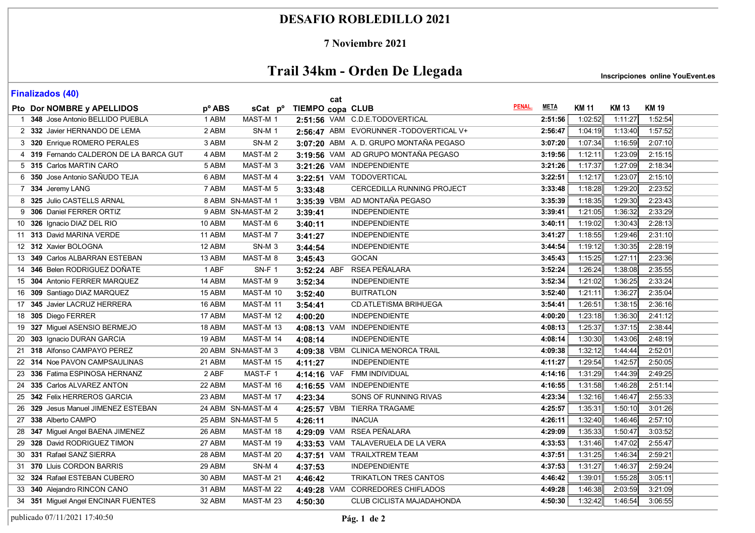# DESAFIO ROBLEDILLO 2021

## 7 Noviembre 2021

# Trail 34km - Orden De Llegada

**Inscripciones online YouEvent.es**

**Finalizados (40)**

| Pto | Dor | NOMBRE y APELLIDOS | pº ABS | sCat pº | TIEMPO | cat copa | CLUB | PENAL. | META | KM 11 | KM 13 | KM 19 |
|---|---|---|---|---|---|---|---|---|---|---|---|---|
| 1 | 348 | Jose Antonio BELLIDO PUEBLA | 1 ABM | MAST-M 1 | 2:51:56 | VAM | C.D.E.TODOVERTICAL | | 2:51:56 | 1:02:52 | 1:11:27 | 1:52:54 |
| 2 | 332 | Javier HERNANDO DE LEMA | 2 ABM | SN-M 1 | 2:56:47 | ABM | EVORUNNER -TODOVERTICAL V+ | | 2:56:47 | 1:04:19 | 1:13:40 | 1:57:52 |
| 3 | 320 | Enrique ROMERO PERALES | 3 ABM | SN-M 2 | 3:07:20 | ABM | A. D. GRUPO MONTAÑA PEGASO | | 3:07:20 | 1:07:34 | 1:16:59 | 2:07:10 |
| 4 | 319 | Fernando CALDERON DE LA BARCA GUT | 4 ABM | MAST-M 2 | 3:19:56 | VAM | AD GRUPO MONTAÑA PEGASO | | 3:19:56 | 1:12:11 | 1:23:09 | 2:15:15 |
| 5 | 315 | Carlos MARTIN CARO | 5 ABM | MAST-M 3 | 3:21:26 | VAM | INDEPENDIENTE | | 3:21:26 | 1:17:37 | 1:27:09 | 2:18:34 |
| 6 | 350 | Jose Antonio SAÑUDO TEJA | 6 ABM | MAST-M 4 | 3:22:51 | VAM | TODOVERTICAL | | 3:22:51 | 1:12:17 | 1:23:07 | 2:15:10 |
| 7 | 334 | Jeremy LANG | 7 ABM | MAST-M 5 | 3:33:48 | | CERCEDILLA RUNNING PROJECT | | 3:33:48 | 1:18:28 | 1:29:20 | 2:23:52 |
| 8 | 325 | Julio CASTELLS ARNAL | 8 ABM | SN-MAST-M 1 | 3:35:39 | VBM | AD MONTAÑA PEGASO | | 3:35:39 | 1:18:35 | 1:29:30 | 2:23:43 |
| 9 | 306 | Daniel FERRER ORTIZ | 9 ABM | SN-MAST-M 2 | 3:39:41 | | INDEPENDIENTE | | 3:39:41 | 1:21:05 | 1:36:32 | 2:33:29 |
| 10 | 326 | Ignacio DIAZ DEL RIO | 10 ABM | MAST-M 6 | 3:40:11 | | INDEPENDIENTE | | 3:40:11 | 1:19:02 | 1:30:43 | 2:28:13 |
| 11 | 313 | David MARINA VERDE | 11 ABM | MAST-M 7 | 3:41:27 | | INDEPENDIENTE | | 3:41:27 | 1:18:55 | 1:29:46 | 2:31:10 |
| 12 | 312 | Xavier BOLOGNA | 12 ABM | SN-M 3 | 3:44:54 | | INDEPENDIENTE | | 3:44:54 | 1:19:12 | 1:30:35 | 2:28:19 |
| 13 | 349 | Carlos ALBARRAN ESTEBAN | 13 ABM | MAST-M 8 | 3:45:43 | | GOCAN | | 3:45:43 | 1:15:25 | 1:27:11 | 2:23:36 |
| 14 | 346 | Belen RODRIGUEZ DOÑATE | 1 ABF | SN-F 1 | 3:52:24 | ABF | RSEA PEÑALARA | | 3:52:24 | 1:26:24 | 1:38:08 | 2:35:55 |
| 15 | 304 | Antonio FERRER MARQUEZ | 14 ABM | MAST-M 9 | 3:52:34 | | INDEPENDIENTE | | 3:52:34 | 1:21:02 | 1:36:25 | 2:33:24 |
| 16 | 309 | Santiago DIAZ MARQUEZ | 15 ABM | MAST-M 10 | 3:52:40 | | BUITRATLON | | 3:52:40 | 1:21:11 | 1:36:27 | 2:35:04 |
| 17 | 345 | Javier LACRUZ HERRERA | 16 ABM | MAST-M 11 | 3:54:41 | | CD.ATLETISMA BRIHUEGA | | 3:54:41 | 1:26:51 | 1:38:15 | 2:36:16 |
| 18 | 305 | Diego FERRER | 17 ABM | MAST-M 12 | 4:00:20 | | INDEPENDIENTE | | 4:00:20 | 1:23:18 | 1:36:30 | 2:41:12 |
| 19 | 327 | Miguel ASENSIO BERMEJO | 18 ABM | MAST-M 13 | 4:08:13 | VAM | INDEPENDIENTE | | 4:08:13 | 1:25:37 | 1:37:15 | 2:38:44 |
| 20 | 303 | Ignacio DURAN GARCIA | 19 ABM | MAST-M 14 | 4:08:14 | | INDEPENDIENTE | | 4:08:14 | 1:30:30 | 1:43:06 | 2:48:19 |
| 21 | 318 | Alfonso CAMPAYO PEREZ | 20 ABM | SN-MAST-M 3 | 4:09:38 | VBM | CLINICA MENORCA TRAIL | | 4:09:38 | 1:32:12 | 1:44:44 | 2:52:01 |
| 22 | 314 | Noe PAVON CAMPSAULINAS | 21 ABM | MAST-M 15 | 4:11:27 | | INDEPENDIENTE | | 4:11:27 | 1:29:54 | 1:42:57 | 2:50:05 |
| 23 | 336 | Fatima ESPINOSA HERNANZ | 2 ABF | MAST-F 1 | 4:14:16 | VAF | FMM INDIVIDUAL | | 4:14:16 | 1:31:29 | 1:44:39 | 2:49:25 |
| 24 | 335 | Carlos ALVAREZ ANTON | 22 ABM | MAST-M 16 | 4:16:55 | VAM | INDEPENDIENTE | | 4:16:55 | 1:31:58 | 1:46:28 | 2:51:14 |
| 25 | 342 | Felix HERREROS GARCIA | 23 ABM | MAST-M 17 | 4:23:34 | | SONS OF RUNNING RIVAS | | 4:23:34 | 1:32:16 | 1:46:47 | 2:55:33 |
| 26 | 329 | Jesus Manuel JIMENEZ ESTEBAN | 24 ABM | SN-MAST-M 4 | 4:25:57 | VBM | TIERRA TRAGAME | | 4:25:57 | 1:35:31 | 1:50:10 | 3:01:26 |
| 27 | 338 | Alberto CAMPO | 25 ABM | SN-MAST-M 5 | 4:26:11 | | INACUA | | 4:26:11 | 1:32:40 | 1:46:46 | 2:57:10 |
| 28 | 347 | Miguel Angel BAENA JIMENEZ | 26 ABM | MAST-M 18 | 4:29:09 | VAM | RSEA PEÑALARA | | 4:29:09 | 1:35:33 | 1:50:47 | 3:03:52 |
| 29 | 328 | David RODRIGUEZ TIMON | 27 ABM | MAST-M 19 | 4:33:53 | VAM | TALAVERUELA DE LA VERA | | 4:33:53 | 1:31:46 | 1:47:02 | 2:55:47 |
| 30 | 331 | Rafael SANZ SIERRA | 28 ABM | MAST-M 20 | 4:37:51 | VAM | TRAILXTREM TEAM | | 4:37:51 | 1:31:25 | 1:46:34 | 2:59:21 |
| 31 | 370 | Lluis CORDON BARRIS | 29 ABM | SN-M 4 | 4:37:53 | | INDEPENDIENTE | | 4:37:53 | 1:31:27 | 1:46:37 | 2:59:24 |
| 32 | 324 | Rafael ESTEBAN CUBERO | 30 ABM | MAST-M 21 | 4:46:42 | | TRIKATLON TRES CANTOS | | 4:46:42 | 1:39:01 | 1:55:28 | 3:05:11 |
| 33 | 340 | Alejandro RINCON CANO | 31 ABM | MAST-M 22 | 4:49:28 | VAM | CORREDORES CHIFLADOS | | 4:49:28 | 1:46:38 | 2:03:59 | 3:21:09 |
| 34 | 351 | Miguel Angel ENCINAR FUENTES | 32 ABM | MAST-M 23 | 4:50:30 | | CLUB CICLISTA MAJADAHONDA | | 4:50:30 | 1:32:42 | 1:46:54 | 3:06:55 |

publicado 07/11/2021 17:40:50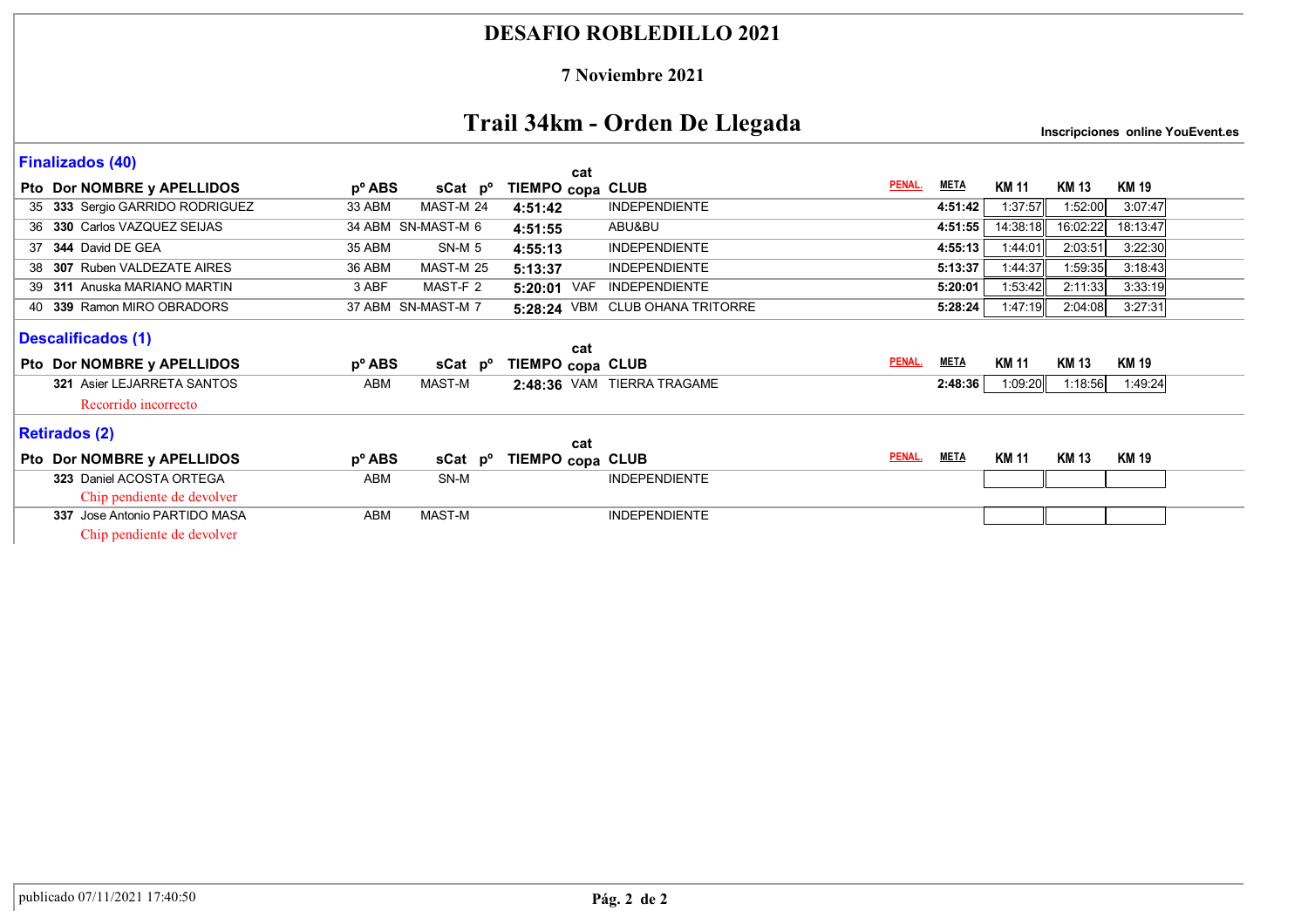# DESAFIO ROBLEDILLO 2021

**7 Noviembre 2021**

## Trail 34km - Orden De Llegada

Inscripciones online YouEvent.es

### Finalizados (40)

| Pto | Dor | NOMBRE y APELLIDOS | pº ABS | sCat | pº | TIEMPO | cat copa | CLUB | PENAL. | META | KM 11 | KM 13 | KM 19 |
|---|---|---|---|---|---|---|---|---|---|---|---|---|---|
| 35 | 333 | Sergio GARRIDO RODRIGUEZ | 33 ABM | MAST-M | 24 | 4:51:42 | | INDEPENDIENTE | | 4:51:42 | 1:37:57 | 1:52:00 | 3:07:47 |
| 36 | 330 | Carlos VAZQUEZ SEIJAS | 34 ABM | SN-MAST-M | 6 | 4:51:55 | | ABU&BU | | 4:51:55 | 14:38:18 | 16:02:22 | 18:13:47 |
| 37 | 344 | David DE GEA | 35 ABM | SN-M | 5 | 4:55:13 | | INDEPENDIENTE | | 4:55:13 | 1:44:01 | 2:03:51 | 3:22:30 |
| 38 | 307 | Ruben VALDEZATE AIRES | 36 ABM | MAST-M | 25 | 5:13:37 | | INDEPENDIENTE | | 5:13:37 | 1:44:37 | 1:59:35 | 3:18:43 |
| 39 | 311 | Anuska MARIANO MARTIN | 3 ABF | MAST-F | 2 | 5:20:01 | VAF | INDEPENDIENTE | | 5:20:01 | 1:53:42 | 2:11:33 | 3:33:19 |
| 40 | 339 | Ramon MIRO OBRADORS | 37 ABM | SN-MAST-M | 7 | 5:28:24 | VBM | CLUB OHANA TRITORRE | | 5:28:24 | 1:47:19 | 2:04:08 | 3:27:31 |

### Descalificados (1)

| Pto | Dor | NOMBRE y APELLIDOS | pº ABS | sCat | pº | TIEMPO | cat copa | CLUB | PENAL. | META | KM 11 | KM 13 | KM 19 |
|---|---|---|---|---|---|---|---|---|---|---|---|---|---|
| | 321 | Asier LEJARRETA SANTOS<br>Recorrido incorrecto | ABM | MAST-M | | 2:48:36 | VAM | TIERRA TRAGAME | | 2:48:36 | 1:09:20 | 1:18:56 | 1:49:24 |

### Retirados (2)

| Pto | Dor | NOMBRE y APELLIDOS | pº ABS | sCat | pº | TIEMPO | cat copa | CLUB | PENAL. | META | KM 11 | KM 13 | KM 19 |
|---|---|---|---|---|---|---|---|---|---|---|---|---|---|
| | 323 | Daniel ACOSTA ORTEGA<br>Chip pendiente de devolver | ABM | SN-M | | | | INDEPENDIENTE | | | | | |
| | 337 | Jose Antonio PARTIDO MASA<br>Chip pendiente de devolver | ABM | MAST-M | | | | INDEPENDIENTE | | | | | |

publicado 07/11/2021 17:40:50